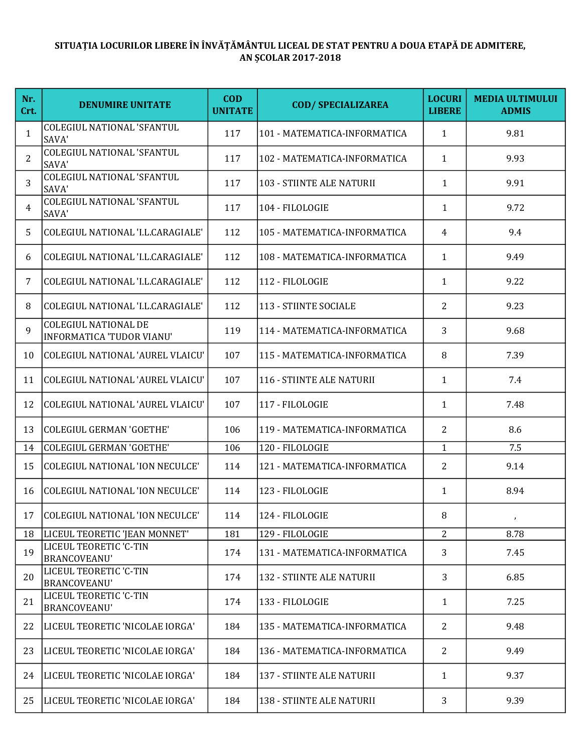**SITUAȚIA LOCURILOR LIBERE ÎN ÎNVĂȚĂMÂNTUL LICEAL DE STAT PENTRU A DOUA ETAPĂ DE ADMITERE, AN ȘCOLAR 2017-2018**

| Nr. Crt. | DENUMIRE UNITATE | COD UNITATE | COD/ SPECIALIZAREA | LOCURI LIBERE | MEDIA ULTIMULUI ADMIS |
|---|---|---|---|---|---|
| 1 | COLEGIUL NATIONAL 'SFANTUL SAVA' | 117 | 101 - MATEMATICA-INFORMATICA | 1 | 9.81 |
| 2 | COLEGIUL NATIONAL 'SFANTUL SAVA' | 117 | 102 - MATEMATICA-INFORMATICA | 1 | 9.93 |
| 3 | COLEGIUL NATIONAL 'SFANTUL SAVA' | 117 | 103 - STIINTE ALE NATURII | 1 | 9.91 |
| 4 | COLEGIUL NATIONAL 'SFANTUL SAVA' | 117 | 104 - FILOLOGIE | 1 | 9.72 |
| 5 | COLEGIUL NATIONAL 'I.L.CARAGIALE' | 112 | 105 - MATEMATICA-INFORMATICA | 4 | 9.4 |
| 6 | COLEGIUL NATIONAL 'I.L.CARAGIALE' | 112 | 108 - MATEMATICA-INFORMATICA | 1 | 9.49 |
| 7 | COLEGIUL NATIONAL 'I.L.CARAGIALE' | 112 | 112 - FILOLOGIE | 1 | 9.22 |
| 8 | COLEGIUL NATIONAL 'I.L.CARAGIALE' | 112 | 113 - STIINTE SOCIALE | 2 | 9.23 |
| 9 | COLEGIUL NATIONAL DE INFORMATICA 'TUDOR VIANU' | 119 | 114 - MATEMATICA-INFORMATICA | 3 | 9.68 |
| 10 | COLEGIUL NATIONAL 'AUREL VLAICU' | 107 | 115 - MATEMATICA-INFORMATICA | 8 | 7.39 |
| 11 | COLEGIUL NATIONAL 'AUREL VLAICU' | 107 | 116 - STIINTE ALE NATURII | 1 | 7.4 |
| 12 | COLEGIUL NATIONAL 'AUREL VLAICU' | 107 | 117 - FILOLOGIE | 1 | 7.48 |
| 13 | COLEGIUL GERMAN 'GOETHE' | 106 | 119 - MATEMATICA-INFORMATICA | 2 | 8.6 |
| 14 | COLEGIUL GERMAN 'GOETHE' | 106 | 120 - FILOLOGIE | 1 | 7.5 |
| 15 | COLEGIUL NATIONAL 'ION NECULCE' | 114 | 121 - MATEMATICA-INFORMATICA | 2 | 9.14 |
| 16 | COLEGIUL NATIONAL 'ION NECULCE' | 114 | 123 - FILOLOGIE | 1 | 8.94 |
| 17 | COLEGIUL NATIONAL 'ION NECULCE' | 114 | 124 - FILOLOGIE | 8 | , |
| 18 | LICEUL TEORETIC 'JEAN MONNET' | 181 | 129 - FILOLOGIE | 2 | 8.78 |
| 19 | LICEUL TEORETIC 'C-TIN BRANCOVEANU' | 174 | 131 - MATEMATICA-INFORMATICA | 3 | 7.45 |
| 20 | LICEUL TEORETIC 'C-TIN BRANCOVEANU' | 174 | 132 - STIINTE ALE NATURII | 3 | 6.85 |
| 21 | LICEUL TEORETIC 'C-TIN BRANCOVEANU' | 174 | 133 - FILOLOGIE | 1 | 7.25 |
| 22 | LICEUL TEORETIC 'NICOLAE IORGA' | 184 | 135 - MATEMATICA-INFORMATICA | 2 | 9.48 |
| 23 | LICEUL TEORETIC 'NICOLAE IORGA' | 184 | 136 - MATEMATICA-INFORMATICA | 2 | 9.49 |
| 24 | LICEUL TEORETIC 'NICOLAE IORGA' | 184 | 137 - STIINTE ALE NATURII | 1 | 9.37 |
| 25 | LICEUL TEORETIC 'NICOLAE IORGA' | 184 | 138 - STIINTE ALE NATURII | 3 | 9.39 |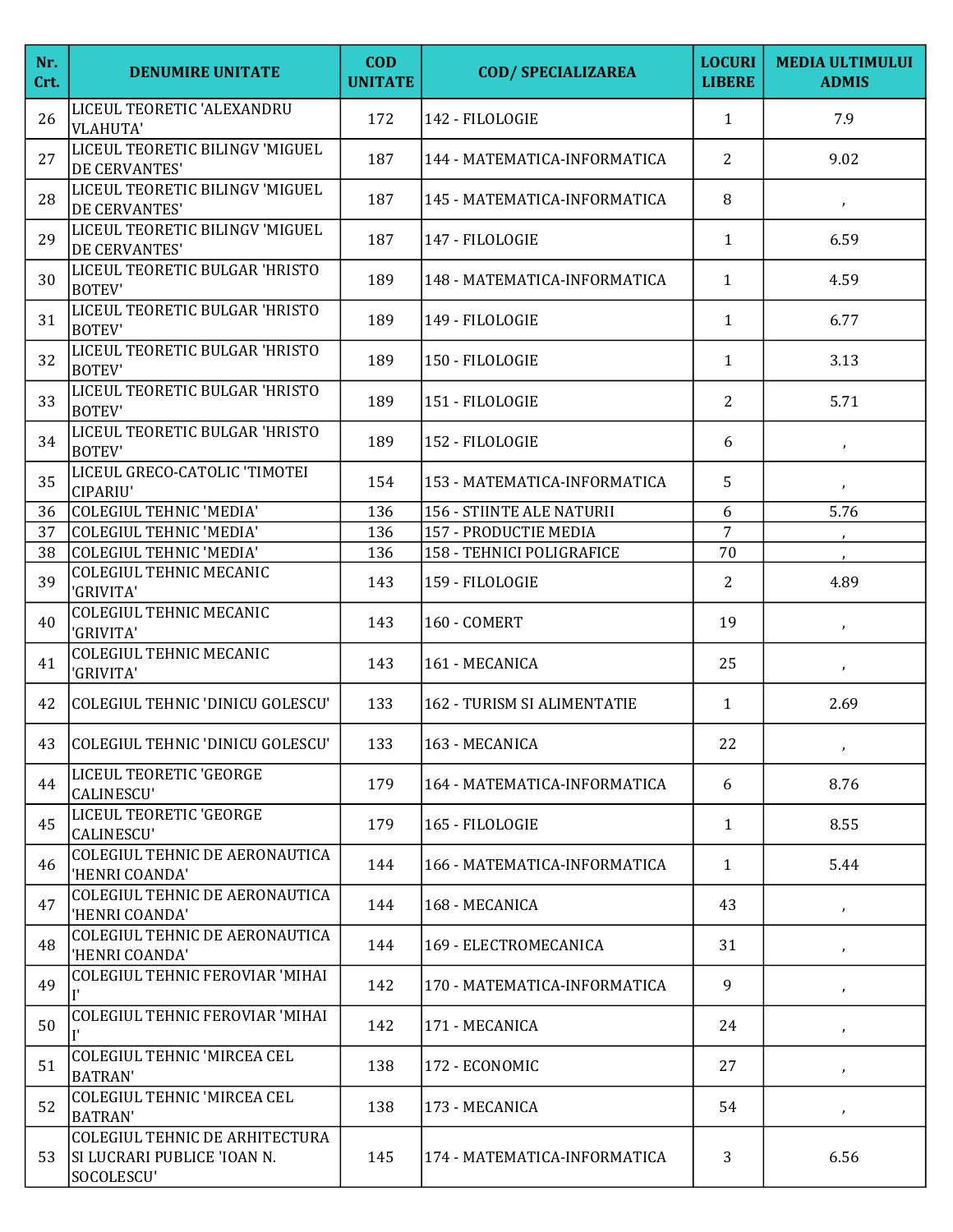| Nr. Crt. | DENUMIRE UNITATE | COD UNITATE | COD/ SPECIALIZAREA | LOCURI LIBERE | MEDIA ULTIMULUI ADMIS |
|---|---|---|---|---|---|
| 26 | LICEUL TEORETIC 'ALEXANDRU VLAHUTA' | 172 | 142 - FILOLOGIE | 1 | 7.9 |
| 27 | LICEUL TEORETIC BILINGV 'MIGUEL DE CERVANTES' | 187 | 144 - MATEMATICA-INFORMATICA | 2 | 9.02 |
| 28 | LICEUL TEORETIC BILINGV 'MIGUEL DE CERVANTES' | 187 | 145 - MATEMATICA-INFORMATICA | 8 | , |
| 29 | LICEUL TEORETIC BILINGV 'MIGUEL DE CERVANTES' | 187 | 147 - FILOLOGIE | 1 | 6.59 |
| 30 | LICEUL TEORETIC BULGAR 'HRISTO BOTEV' | 189 | 148 - MATEMATICA-INFORMATICA | 1 | 4.59 |
| 31 | LICEUL TEORETIC BULGAR 'HRISTO BOTEV' | 189 | 149 - FILOLOGIE | 1 | 6.77 |
| 32 | LICEUL TEORETIC BULGAR 'HRISTO BOTEV' | 189 | 150 - FILOLOGIE | 1 | 3.13 |
| 33 | LICEUL TEORETIC BULGAR 'HRISTO BOTEV' | 189 | 151 - FILOLOGIE | 2 | 5.71 |
| 34 | LICEUL TEORETIC BULGAR 'HRISTO BOTEV' | 189 | 152 - FILOLOGIE | 6 | , |
| 35 | LICEUL GRECO-CATOLIC 'TIMOTEI CIPARIU' | 154 | 153 - MATEMATICA-INFORMATICA | 5 | , |
| 36 | COLEGIUL TEHNIC 'MEDIA' | 136 | 156 - STIINTE ALE NATURII | 6 | 5.76 |
| 37 | COLEGIUL TEHNIC 'MEDIA' | 136 | 157 - PRODUCTIE MEDIA | 7 | , |
| 38 | COLEGIUL TEHNIC 'MEDIA' | 136 | 158 - TEHNICI POLIGRAFICE | 70 | , |
| 39 | COLEGIUL TEHNIC MECANIC 'GRIVITA' | 143 | 159 - FILOLOGIE | 2 | 4.89 |
| 40 | COLEGIUL TEHNIC MECANIC 'GRIVITA' | 143 | 160 - COMERT | 19 | , |
| 41 | COLEGIUL TEHNIC MECANIC 'GRIVITA' | 143 | 161 - MECANICA | 25 | , |
| 42 | COLEGIUL TEHNIC 'DINICU GOLESCU' | 133 | 162 - TURISM SI ALIMENTATIE | 1 | 2.69 |
| 43 | COLEGIUL TEHNIC 'DINICU GOLESCU' | 133 | 163 - MECANICA | 22 | , |
| 44 | LICEUL TEORETIC 'GEORGE CALINESCU' | 179 | 164 - MATEMATICA-INFORMATICA | 6 | 8.76 |
| 45 | LICEUL TEORETIC 'GEORGE CALINESCU' | 179 | 165 - FILOLOGIE | 1 | 8.55 |
| 46 | COLEGIUL TEHNIC DE AERONAUTICA 'HENRI COANDA' | 144 | 166 - MATEMATICA-INFORMATICA | 1 | 5.44 |
| 47 | COLEGIUL TEHNIC DE AERONAUTICA 'HENRI COANDA' | 144 | 168 - MECANICA | 43 | , |
| 48 | COLEGIUL TEHNIC DE AERONAUTICA 'HENRI COANDA' | 144 | 169 - ELECTROMECANICA | 31 | , |
| 49 | COLEGIUL TEHNIC FEROVIAR 'MIHAI I' | 142 | 170 - MATEMATICA-INFORMATICA | 9 | , |
| 50 | COLEGIUL TEHNIC FEROVIAR 'MIHAI I' | 142 | 171 - MECANICA | 24 | , |
| 51 | COLEGIUL TEHNIC 'MIRCEA CEL BATRAN' | 138 | 172 - ECONOMIC | 27 | , |
| 52 | COLEGIUL TEHNIC 'MIRCEA CEL BATRAN' | 138 | 173 - MECANICA | 54 | , |
| 53 | COLEGIUL TEHNIC DE ARHITECTURA SI LUCRARI PUBLICE 'IOAN N. SOCOLESCU' | 145 | 174 - MATEMATICA-INFORMATICA | 3 | 6.56 |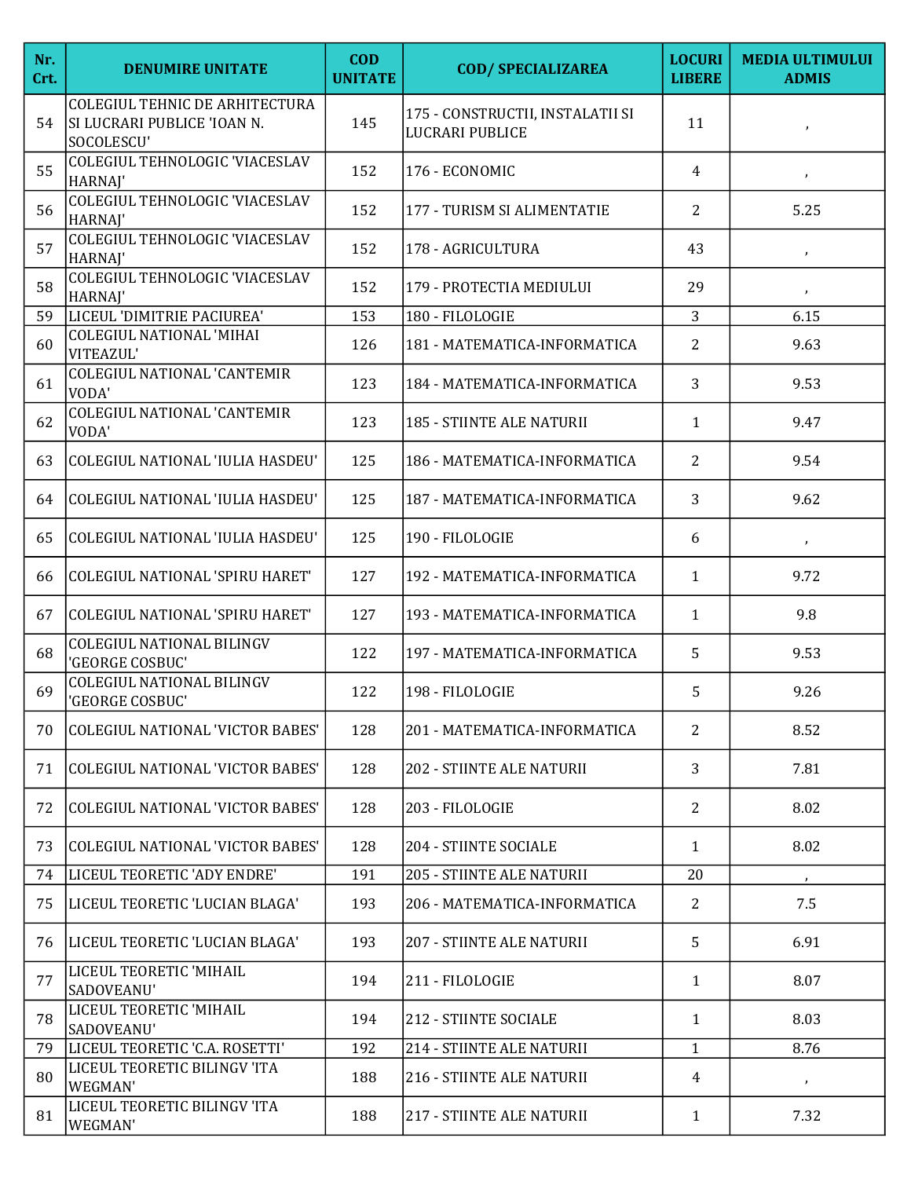| Nr. Crt. | DENUMIRE UNITATE | COD UNITATE | COD/ SPECIALIZAREA | LOCURI LIBERE | MEDIA ULTIMULUI ADMIS |
|---|---|---|---|---|---|
| 54 | COLEGIUL TEHNIC DE ARHITECTURA SI LUCRARI PUBLICE 'IOAN N. SOCOLESCU' | 145 | 175 - CONSTRUCTII, INSTALATII SI LUCRARI PUBLICE | 11 | , |
| 55 | COLEGIUL TEHNOLOGIC 'VIACESLAV HARNAJ' | 152 | 176 - ECONOMIC | 4 | , |
| 56 | COLEGIUL TEHNOLOGIC 'VIACESLAV HARNAJ' | 152 | 177 - TURISM SI ALIMENTATIE | 2 | 5.25 |
| 57 | COLEGIUL TEHNOLOGIC 'VIACESLAV HARNAJ' | 152 | 178 - AGRICULTURA | 43 | , |
| 58 | COLEGIUL TEHNOLOGIC 'VIACESLAV HARNAJ' | 152 | 179 - PROTECTIA MEDIULUI | 29 | , |
| 59 | LICEUL 'DIMITRIE PACIUREA' | 153 | 180 - FILOLOGIE | 3 | 6.15 |
| 60 | COLEGIUL NATIONAL 'MIHAI VITEAZUL' | 126 | 181 - MATEMATICA-INFORMATICA | 2 | 9.63 |
| 61 | COLEGIUL NATIONAL 'CANTEMIR VODA' | 123 | 184 - MATEMATICA-INFORMATICA | 3 | 9.53 |
| 62 | COLEGIUL NATIONAL 'CANTEMIR VODA' | 123 | 185 - STIINTE ALE NATURII | 1 | 9.47 |
| 63 | COLEGIUL NATIONAL 'IULIA HASDEU' | 125 | 186 - MATEMATICA-INFORMATICA | 2 | 9.54 |
| 64 | COLEGIUL NATIONAL 'IULIA HASDEU' | 125 | 187 - MATEMATICA-INFORMATICA | 3 | 9.62 |
| 65 | COLEGIUL NATIONAL 'IULIA HASDEU' | 125 | 190 - FILOLOGIE | 6 | , |
| 66 | COLEGIUL NATIONAL 'SPIRU HARET' | 127 | 192 - MATEMATICA-INFORMATICA | 1 | 9.72 |
| 67 | COLEGIUL NATIONAL 'SPIRU HARET' | 127 | 193 - MATEMATICA-INFORMATICA | 1 | 9.8 |
| 68 | COLEGIUL NATIONAL BILINGV 'GEORGE COSBUC' | 122 | 197 - MATEMATICA-INFORMATICA | 5 | 9.53 |
| 69 | COLEGIUL NATIONAL BILINGV 'GEORGE COSBUC' | 122 | 198 - FILOLOGIE | 5 | 9.26 |
| 70 | COLEGIUL NATIONAL 'VICTOR BABES' | 128 | 201 - MATEMATICA-INFORMATICA | 2 | 8.52 |
| 71 | COLEGIUL NATIONAL 'VICTOR BABES' | 128 | 202 - STIINTE ALE NATURII | 3 | 7.81 |
| 72 | COLEGIUL NATIONAL 'VICTOR BABES' | 128 | 203 - FILOLOGIE | 2 | 8.02 |
| 73 | COLEGIUL NATIONAL 'VICTOR BABES' | 128 | 204 - STIINTE SOCIALE | 1 | 8.02 |
| 74 | LICEUL TEORETIC 'ADY ENDRE' | 191 | 205 - STIINTE ALE NATURII | 20 | , |
| 75 | LICEUL TEORETIC 'LUCIAN BLAGA' | 193 | 206 - MATEMATICA-INFORMATICA | 2 | 7.5 |
| 76 | LICEUL TEORETIC 'LUCIAN BLAGA' | 193 | 207 - STIINTE ALE NATURII | 5 | 6.91 |
| 77 | LICEUL TEORETIC 'MIHAIL SADOVEANU' | 194 | 211 - FILOLOGIE | 1 | 8.07 |
| 78 | LICEUL TEORETIC 'MIHAIL SADOVEANU' | 194 | 212 - STIINTE SOCIALE | 1 | 8.03 |
| 79 | LICEUL TEORETIC 'C.A. ROSETTI' | 192 | 214 - STIINTE ALE NATURII | 1 | 8.76 |
| 80 | LICEUL TEORETIC BILINGV 'ITA WEGMAN' | 188 | 216 - STIINTE ALE NATURII | 4 | , |
| 81 | LICEUL TEORETIC BILINGV 'ITA WEGMAN' | 188 | 217 - STIINTE ALE NATURII | 1 | 7.32 |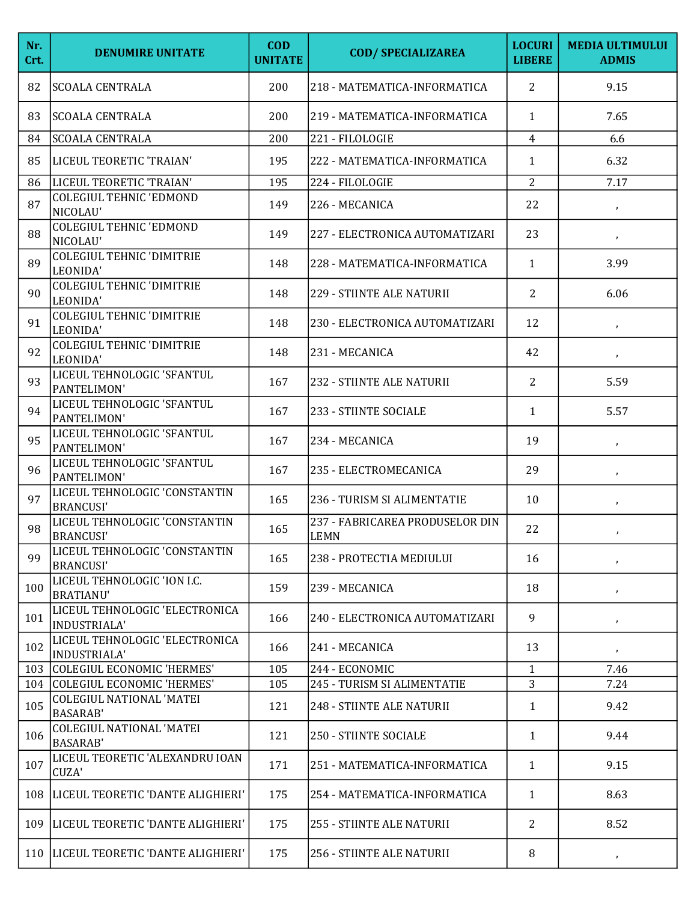| Nr. Crt. | DENUMIRE UNITATE | COD UNITATE | COD/ SPECIALIZAREA | LOCURI LIBERE | MEDIA ULTIMULUI ADMIS |
|---|---|---|---|---|---|
| 82 | SCOALA CENTRALA | 200 | 218 - MATEMATICA-INFORMATICA | 2 | 9.15 |
| 83 | SCOALA CENTRALA | 200 | 219 - MATEMATICA-INFORMATICA | 1 | 7.65 |
| 84 | SCOALA CENTRALA | 200 | 221 - FILOLOGIE | 4 | 6.6 |
| 85 | LICEUL TEORETIC 'TRAIAN' | 195 | 222 - MATEMATICA-INFORMATICA | 1 | 6.32 |
| 86 | LICEUL TEORETIC 'TRAIAN' | 195 | 224 - FILOLOGIE | 2 | 7.17 |
| 87 | COLEGIUL TEHNIC 'EDMOND NICOLAU' | 149 | 226 - MECANICA | 22 | , |
| 88 | COLEGIUL TEHNIC 'EDMOND NICOLAU' | 149 | 227 - ELECTRONICA AUTOMATIZARI | 23 | , |
| 89 | COLEGIUL TEHNIC 'DIMITRIE LEONIDA' | 148 | 228 - MATEMATICA-INFORMATICA | 1 | 3.99 |
| 90 | COLEGIUL TEHNIC 'DIMITRIE LEONIDA' | 148 | 229 - STIINTE ALE NATURII | 2 | 6.06 |
| 91 | COLEGIUL TEHNIC 'DIMITRIE LEONIDA' | 148 | 230 - ELECTRONICA AUTOMATIZARI | 12 | , |
| 92 | COLEGIUL TEHNIC 'DIMITRIE LEONIDA' | 148 | 231 - MECANICA | 42 | , |
| 93 | LICEUL TEHNOLOGIC 'SFANTUL PANTELIMON' | 167 | 232 - STIINTE ALE NATURII | 2 | 5.59 |
| 94 | LICEUL TEHNOLOGIC 'SFANTUL PANTELIMON' | 167 | 233 - STIINTE SOCIALE | 1 | 5.57 |
| 95 | LICEUL TEHNOLOGIC 'SFANTUL PANTELIMON' | 167 | 234 - MECANICA | 19 | , |
| 96 | LICEUL TEHNOLOGIC 'SFANTUL PANTELIMON' | 167 | 235 - ELECTROMECANICA | 29 | , |
| 97 | LICEUL TEHNOLOGIC 'CONSTANTIN BRANCUSI' | 165 | 236 - TURISM SI ALIMENTATIE | 10 | , |
| 98 | LICEUL TEHNOLOGIC 'CONSTANTIN BRANCUSI' | 165 | 237 - FABRICAREA PRODUSELOR DIN LEMN | 22 | , |
| 99 | LICEUL TEHNOLOGIC 'CONSTANTIN BRANCUSI' | 165 | 238 - PROTECTIA MEDIULUI | 16 | , |
| 100 | LICEUL TEHNOLOGIC 'ION I.C. BRATIANU' | 159 | 239 - MECANICA | 18 | , |
| 101 | LICEUL TEHNOLOGIC 'ELECTRONICA INDUSTRIALA' | 166 | 240 - ELECTRONICA AUTOMATIZARI | 9 | , |
| 102 | LICEUL TEHNOLOGIC 'ELECTRONICA INDUSTRIALA' | 166 | 241 - MECANICA | 13 | , |
| 103 | COLEGIUL ECONOMIC 'HERMES' | 105 | 244 - ECONOMIC | 1 | 7.46 |
| 104 | COLEGIUL ECONOMIC 'HERMES' | 105 | 245 - TURISM SI ALIMENTATIE | 3 | 7.24 |
| 105 | COLEGIUL NATIONAL 'MATEI BASARAB' | 121 | 248 - STIINTE ALE NATURII | 1 | 9.42 |
| 106 | COLEGIUL NATIONAL 'MATEI BASARAB' | 121 | 250 - STIINTE SOCIALE | 1 | 9.44 |
| 107 | LICEUL TEORETIC 'ALEXANDRU IOAN CUZA' | 171 | 251 - MATEMATICA-INFORMATICA | 1 | 9.15 |
| 108 | LICEUL TEORETIC 'DANTE ALIGHIERI' | 175 | 254 - MATEMATICA-INFORMATICA | 1 | 8.63 |
| 109 | LICEUL TEORETIC 'DANTE ALIGHIERI' | 175 | 255 - STIINTE ALE NATURII | 2 | 8.52 |
| 110 | LICEUL TEORETIC 'DANTE ALIGHIERI' | 175 | 256 - STIINTE ALE NATURII | 8 | , |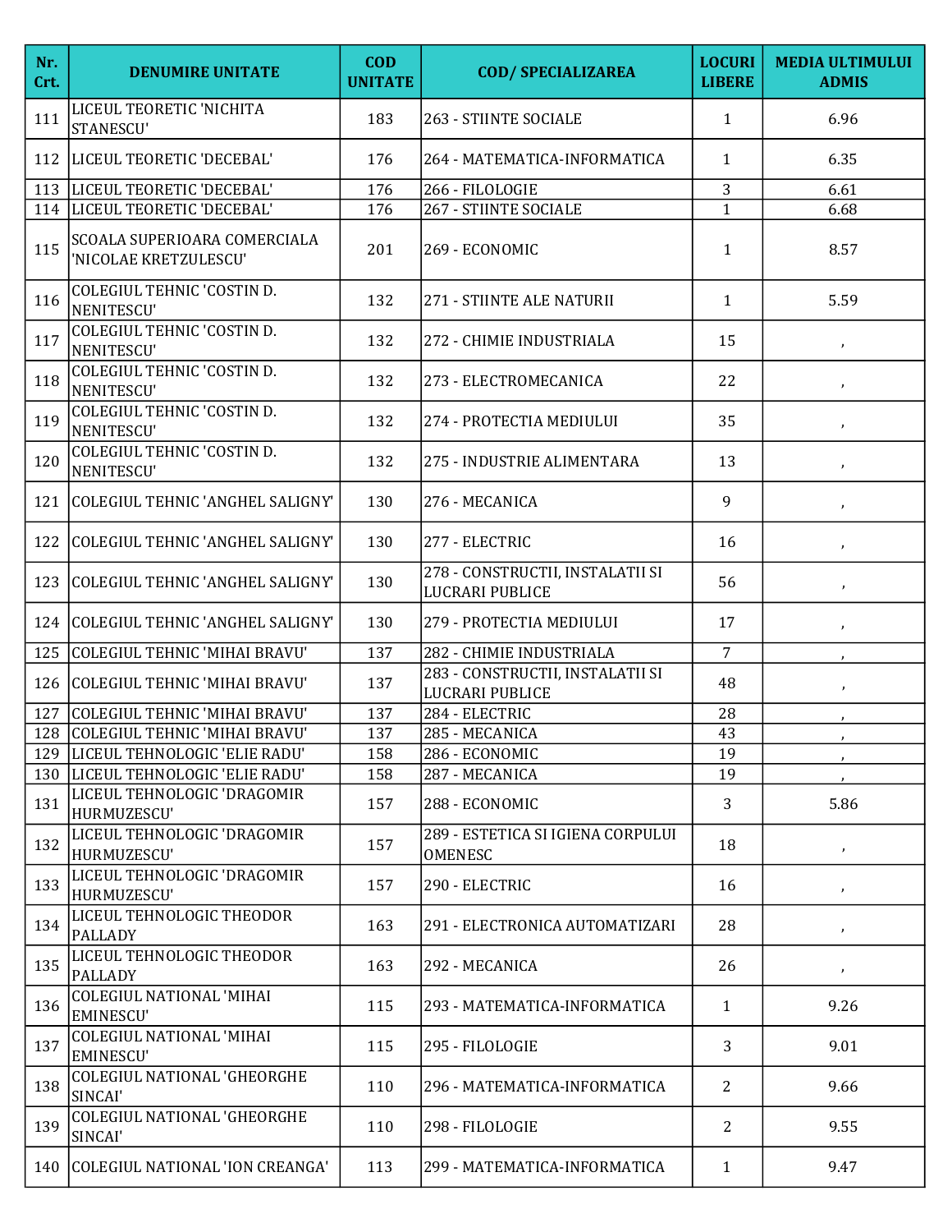| Nr. Crt. | DENUMIRE UNITATE | COD UNITATE | COD/ SPECIALIZAREA | LOCURI LIBERE | MEDIA ULTIMULUI ADMIS |
|---|---|---|---|---|---|
| 111 | LICEUL TEORETIC 'NICHITA STANESCU' | 183 | 263 - STIINTE SOCIALE | 1 | 6.96 |
| 112 | LICEUL TEORETIC 'DECEBAL' | 176 | 264 - MATEMATICA-INFORMATICA | 1 | 6.35 |
| 113 | LICEUL TEORETIC 'DECEBAL' | 176 | 266 - FILOLOGIE | 3 | 6.61 |
| 114 | LICEUL TEORETIC 'DECEBAL' | 176 | 267 - STIINTE SOCIALE | 1 | 6.68 |
| 115 | SCOALA SUPERIOARA COMERCIALA 'NICOLAE KRETZULESCU' | 201 | 269 - ECONOMIC | 1 | 8.57 |
| 116 | COLEGIUL TEHNIC 'COSTIN D. NENITESCU' | 132 | 271 - STIINTE ALE NATURII | 1 | 5.59 |
| 117 | COLEGIUL TEHNIC 'COSTIN D. NENITESCU' | 132 | 272 - CHIMIE INDUSTRIALA | 15 | , |
| 118 | COLEGIUL TEHNIC 'COSTIN D. NENITESCU' | 132 | 273 - ELECTROMECANICA | 22 | , |
| 119 | COLEGIUL TEHNIC 'COSTIN D. NENITESCU' | 132 | 274 - PROTECTIA MEDIULUI | 35 | , |
| 120 | COLEGIUL TEHNIC 'COSTIN D. NENITESCU' | 132 | 275 - INDUSTRIE ALIMENTARA | 13 | , |
| 121 | COLEGIUL TEHNIC 'ANGHEL SALIGNY' | 130 | 276 - MECANICA | 9 | , |
| 122 | COLEGIUL TEHNIC 'ANGHEL SALIGNY' | 130 | 277 - ELECTRIC | 16 | , |
| 123 | COLEGIUL TEHNIC 'ANGHEL SALIGNY' | 130 | 278 - CONSTRUCTII, INSTALATII SI LUCRARI PUBLICE | 56 | , |
| 124 | COLEGIUL TEHNIC 'ANGHEL SALIGNY' | 130 | 279 - PROTECTIA MEDIULUI | 17 | , |
| 125 | COLEGIUL TEHNIC 'MIHAI BRAVU' | 137 | 282 - CHIMIE INDUSTRIALA | 7 | , |
| 126 | COLEGIUL TEHNIC 'MIHAI BRAVU' | 137 | 283 - CONSTRUCTII, INSTALATII SI LUCRARI PUBLICE | 48 | , |
| 127 | COLEGIUL TEHNIC 'MIHAI BRAVU' | 137 | 284 - ELECTRIC | 28 | , |
| 128 | COLEGIUL TEHNIC 'MIHAI BRAVU' | 137 | 285 - MECANICA | 43 | , |
| 129 | LICEUL TEHNOLOGIC 'ELIE RADU' | 158 | 286 - ECONOMIC | 19 | , |
| 130 | LICEUL TEHNOLOGIC 'ELIE RADU' | 158 | 287 - MECANICA | 19 | , |
| 131 | LICEUL TEHNOLOGIC 'DRAGOMIR HURMUZESCU' | 157 | 288 - ECONOMIC | 3 | 5.86 |
| 132 | LICEUL TEHNOLOGIC 'DRAGOMIR HURMUZESCU' | 157 | 289 - ESTETICA SI IGIENA CORPULUI OMENESC | 18 | , |
| 133 | LICEUL TEHNOLOGIC 'DRAGOMIR HURMUZESCU' | 157 | 290 - ELECTRIC | 16 | , |
| 134 | LICEUL TEHNOLOGIC THEODOR PALLADY | 163 | 291 - ELECTRONICA AUTOMATIZARI | 28 | , |
| 135 | LICEUL TEHNOLOGIC THEODOR PALLADY | 163 | 292 - MECANICA | 26 | , |
| 136 | COLEGIUL NATIONAL 'MIHAI EMINESCU' | 115 | 293 - MATEMATICA-INFORMATICA | 1 | 9.26 |
| 137 | COLEGIUL NATIONAL 'MIHAI EMINESCU' | 115 | 295 - FILOLOGIE | 3 | 9.01 |
| 138 | COLEGIUL NATIONAL 'GHEORGHE SINCAI' | 110 | 296 - MATEMATICA-INFORMATICA | 2 | 9.66 |
| 139 | COLEGIUL NATIONAL 'GHEORGHE SINCAI' | 110 | 298 - FILOLOGIE | 2 | 9.55 |
| 140 | COLEGIUL NATIONAL 'ION CREANGA' | 113 | 299 - MATEMATICA-INFORMATICA | 1 | 9.47 |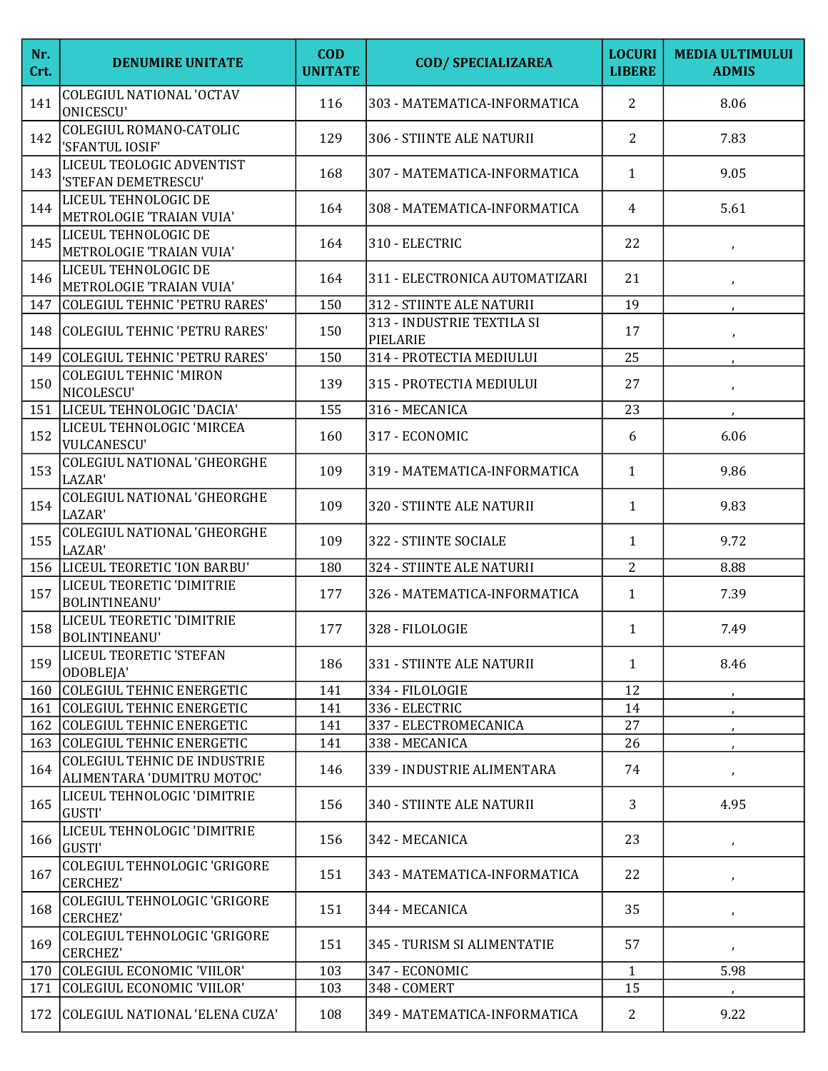| Nr. Crt. | DENUMIRE UNITATE | COD UNITATE | COD/ SPECIALIZAREA | LOCURI LIBERE | MEDIA ULTIMULUI ADMIS |
|---|---|---|---|---|---|
| 141 | COLEGIUL NATIONAL 'OCTAV ONICESCU' | 116 | 303 - MATEMATICA-INFORMATICA | 2 | 8.06 |
| 142 | COLEGIUL ROMANO-CATOLIC 'SFANTUL IOSIF' | 129 | 306 - STIINTE ALE NATURII | 2 | 7.83 |
| 143 | LICEUL TEOLOGIC ADVENTIST 'STEFAN DEMETRESCU' | 168 | 307 - MATEMATICA-INFORMATICA | 1 | 9.05 |
| 144 | LICEUL TEHNOLOGIC DE METROLOGIE 'TRAIAN VUIA' | 164 | 308 - MATEMATICA-INFORMATICA | 4 | 5.61 |
| 145 | LICEUL TEHNOLOGIC DE METROLOGIE 'TRAIAN VUIA' | 164 | 310 - ELECTRIC | 22 | , |
| 146 | LICEUL TEHNOLOGIC DE METROLOGIE 'TRAIAN VUIA' | 164 | 311 - ELECTRONICA AUTOMATIZARI | 21 | , |
| 147 | COLEGIUL TEHNIC 'PETRU RARES' | 150 | 312 - STIINTE ALE NATURII | 19 | , |
| 148 | COLEGIUL TEHNIC 'PETRU RARES' | 150 | 313 - INDUSTRIE TEXTILA SI PIELARIE | 17 | , |
| 149 | COLEGIUL TEHNIC 'PETRU RARES' | 150 | 314 - PROTECTIA MEDIULUI | 25 | , |
| 150 | COLEGIUL TEHNIC 'MIRON NICOLESCU' | 139 | 315 - PROTECTIA MEDIULUI | 27 | , |
| 151 | LICEUL TEHNOLOGIC 'DACIA' | 155 | 316 - MECANICA | 23 | , |
| 152 | LICEUL TEHNOLOGIC 'MIRCEA VULCANESCU' | 160 | 317 - ECONOMIC | 6 | 6.06 |
| 153 | COLEGIUL NATIONAL 'GHEORGHE LAZAR' | 109 | 319 - MATEMATICA-INFORMATICA | 1 | 9.86 |
| 154 | COLEGIUL NATIONAL 'GHEORGHE LAZAR' | 109 | 320 - STIINTE ALE NATURII | 1 | 9.83 |
| 155 | COLEGIUL NATIONAL 'GHEORGHE LAZAR' | 109 | 322 - STIINTE SOCIALE | 1 | 9.72 |
| 156 | LICEUL TEORETIC 'ION BARBU' | 180 | 324 - STIINTE ALE NATURII | 2 | 8.88 |
| 157 | LICEUL TEORETIC 'DIMITRIE BOLINTINEANU' | 177 | 326 - MATEMATICA-INFORMATICA | 1 | 7.39 |
| 158 | LICEUL TEORETIC 'DIMITRIE BOLINTINEANU' | 177 | 328 - FILOLOGIE | 1 | 7.49 |
| 159 | LICEUL TEORETIC 'STEFAN ODOBLEJA' | 186 | 331 - STIINTE ALE NATURII | 1 | 8.46 |
| 160 | COLEGIUL TEHNIC ENERGETIC | 141 | 334 - FILOLOGIE | 12 | , |
| 161 | COLEGIUL TEHNIC ENERGETIC | 141 | 336 - ELECTRIC | 14 | , |
| 162 | COLEGIUL TEHNIC ENERGETIC | 141 | 337 - ELECTROMECANICA | 27 | , |
| 163 | COLEGIUL TEHNIC ENERGETIC | 141 | 338 - MECANICA | 26 | , |
| 164 | COLEGIUL TEHNIC DE INDUSTRIE ALIMENTARA 'DUMITRU MOTOC' | 146 | 339 - INDUSTRIE ALIMENTARA | 74 | , |
| 165 | LICEUL TEHNOLOGIC 'DIMITRIE GUSTI' | 156 | 340 - STIINTE ALE NATURII | 3 | 4.95 |
| 166 | LICEUL TEHNOLOGIC 'DIMITRIE GUSTI' | 156 | 342 - MECANICA | 23 | , |
| 167 | COLEGIUL TEHNOLOGIC 'GRIGORE CERCHEZ' | 151 | 343 - MATEMATICA-INFORMATICA | 22 | , |
| 168 | COLEGIUL TEHNOLOGIC 'GRIGORE CERCHEZ' | 151 | 344 - MECANICA | 35 | , |
| 169 | COLEGIUL TEHNOLOGIC 'GRIGORE CERCHEZ' | 151 | 345 - TURISM SI ALIMENTATIE | 57 | , |
| 170 | COLEGIUL ECONOMIC 'VIILOR' | 103 | 347 - ECONOMIC | 1 | 5.98 |
| 171 | COLEGIUL ECONOMIC 'VIILOR' | 103 | 348 - COMERT | 15 | , |
| 172 | COLEGIUL NATIONAL 'ELENA CUZA' | 108 | 349 - MATEMATICA-INFORMATICA | 2 | 9.22 |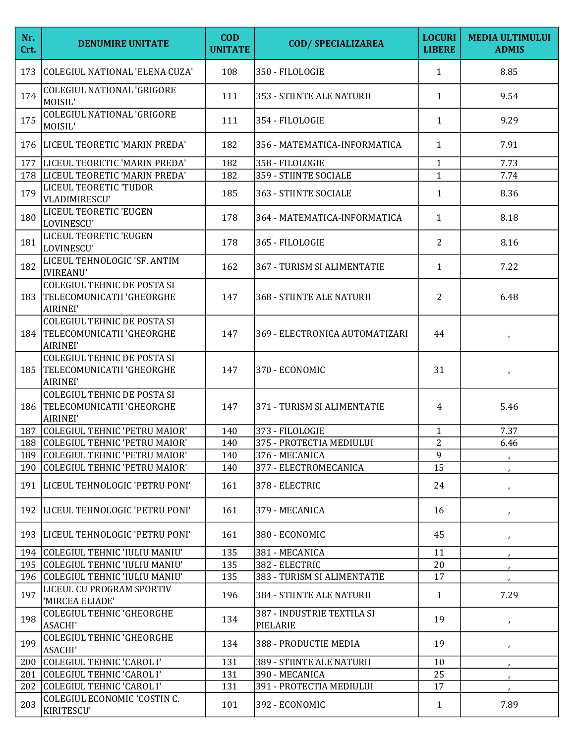| Nr. Crt. | DENUMIRE UNITATE | COD UNITATE | COD/ SPECIALIZAREA | LOCURI LIBERE | MEDIA ULTIMULUI ADMIS |
|---|---|---|---|---|---|
| 173 | COLEGIUL NATIONAL 'ELENA CUZA' | 108 | 350 - FILOLOGIE | 1 | 8.85 |
| 174 | COLEGIUL NATIONAL 'GRIGORE MOISIL' | 111 | 353 - STIINTE ALE NATURII | 1 | 9.54 |
| 175 | COLEGIUL NATIONAL 'GRIGORE MOISIL' | 111 | 354 - FILOLOGIE | 1 | 9.29 |
| 176 | LICEUL TEORETIC 'MARIN PREDA' | 182 | 356 - MATEMATICA-INFORMATICA | 1 | 7.91 |
| 177 | LICEUL TEORETIC 'MARIN PREDA' | 182 | 358 - FILOLOGIE | 1 | 7.73 |
| 178 | LICEUL TEORETIC 'MARIN PREDA' | 182 | 359 - STIINTE SOCIALE | 1 | 7.74 |
| 179 | LICEUL TEORETIC 'TUDOR VLADIMIRESCU' | 185 | 363 - STIINTE SOCIALE | 1 | 8.36 |
| 180 | LICEUL TEORETIC 'EUGEN LOVINESCU' | 178 | 364 - MATEMATICA-INFORMATICA | 1 | 8.18 |
| 181 | LICEUL TEORETIC 'EUGEN LOVINESCU' | 178 | 365 - FILOLOGIE | 2 | 8.16 |
| 182 | LICEUL TEHNOLOGIC 'SF. ANTIM IVIREANU' | 162 | 367 - TURISM SI ALIMENTATIE | 1 | 7.22 |
| 183 | COLEGIUL TEHNIC DE POSTA SI TELECOMUNICATII 'GHEORGHE AIRINEI' | 147 | 368 - STIINTE ALE NATURII | 2 | 6.48 |
| 184 | COLEGIUL TEHNIC DE POSTA SI TELECOMUNICATII 'GHEORGHE AIRINEI' | 147 | 369 - ELECTRONICA AUTOMATIZARI | 44 | , |
| 185 | COLEGIUL TEHNIC DE POSTA SI TELECOMUNICATII 'GHEORGHE AIRINEI' | 147 | 370 - ECONOMIC | 31 | , |
| 186 | COLEGIUL TEHNIC DE POSTA SI TELECOMUNICATII 'GHEORGHE AIRINEI' | 147 | 371 - TURISM SI ALIMENTATIE | 4 | 5.46 |
| 187 | COLEGIUL TEHNIC 'PETRU MAIOR' | 140 | 373 - FILOLOGIE | 1 | 7.37 |
| 188 | COLEGIUL TEHNIC 'PETRU MAIOR' | 140 | 375 - PROTECTIA MEDIULUI | 2 | 6.46 |
| 189 | COLEGIUL TEHNIC 'PETRU MAIOR' | 140 | 376 - MECANICA | 9 | , |
| 190 | COLEGIUL TEHNIC 'PETRU MAIOR' | 140 | 377 - ELECTROMECANICA | 15 | , |
| 191 | LICEUL TEHNOLOGIC 'PETRU PONI' | 161 | 378 - ELECTRIC | 24 | , |
| 192 | LICEUL TEHNOLOGIC 'PETRU PONI' | 161 | 379 - MECANICA | 16 | , |
| 193 | LICEUL TEHNOLOGIC 'PETRU PONI' | 161 | 380 - ECONOMIC | 45 | , |
| 194 | COLEGIUL TEHNIC 'IULIU MANIU' | 135 | 381 - MECANICA | 11 | , |
| 195 | COLEGIUL TEHNIC 'IULIU MANIU' | 135 | 382 - ELECTRIC | 20 | , |
| 196 | COLEGIUL TEHNIC 'IULIU MANIU' | 135 | 383 - TURISM SI ALIMENTATIE | 17 | , |
| 197 | LICEUL CU PROGRAM SPORTIV 'MIRCEA ELIADE' | 196 | 384 - STIINTE ALE NATURII | 1 | 7.29 |
| 198 | COLEGIUL TEHNIC 'GHEORGHE ASACHI' | 134 | 387 - INDUSTRIE TEXTILA SI PIELARIE | 19 | , |
| 199 | COLEGIUL TEHNIC 'GHEORGHE ASACHI' | 134 | 388 - PRODUCTIE MEDIA | 19 | , |
| 200 | COLEGIUL TEHNIC 'CAROL I' | 131 | 389 - STIINTE ALE NATURII | 10 | , |
| 201 | COLEGIUL TEHNIC 'CAROL I' | 131 | 390 - MECANICA | 25 | , |
| 202 | COLEGIUL TEHNIC 'CAROL I' | 131 | 391 - PROTECTIA MEDIULUI | 17 | , |
| 203 | COLEGIUL ECONOMIC 'COSTIN C. KIRITESCU' | 101 | 392 - ECONOMIC | 1 | 7.89 |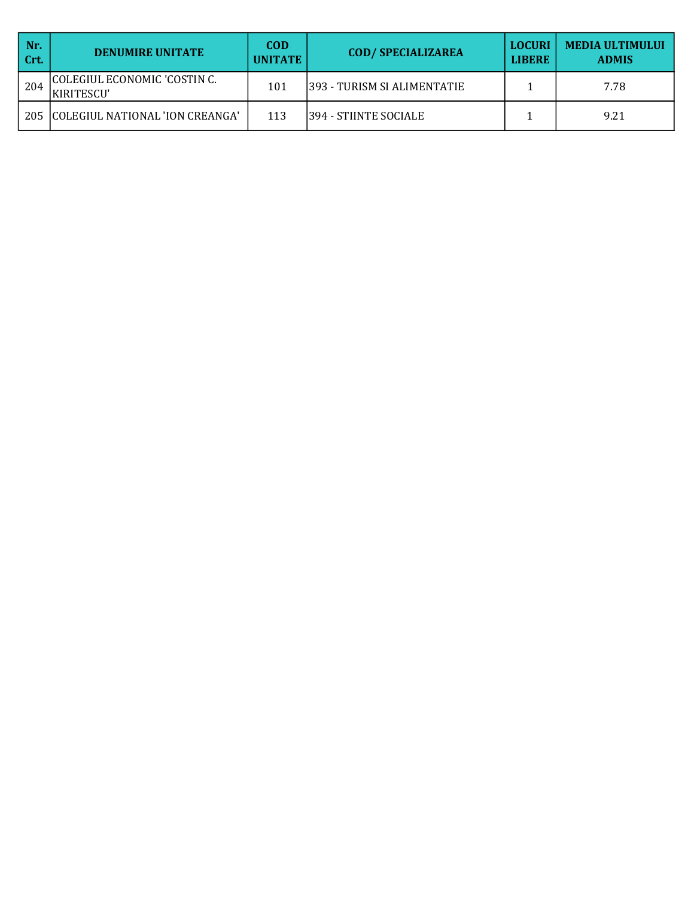| Nr. Crt. | DENUMIRE UNITATE | COD UNITATE | COD/ SPECIALIZAREA | LOCURI LIBERE | MEDIA ULTIMULUI ADMIS |
|---|---|---|---|---|---|
| 204 | COLEGIUL ECONOMIC 'COSTIN C. KIRITESCU' | 101 | 393 - TURISM SI ALIMENTATIE | 1 | 7.78 |
| 205 | COLEGIUL NATIONAL 'ION CREANGA' | 113 | 394 - STIINTE SOCIALE | 1 | 9.21 |